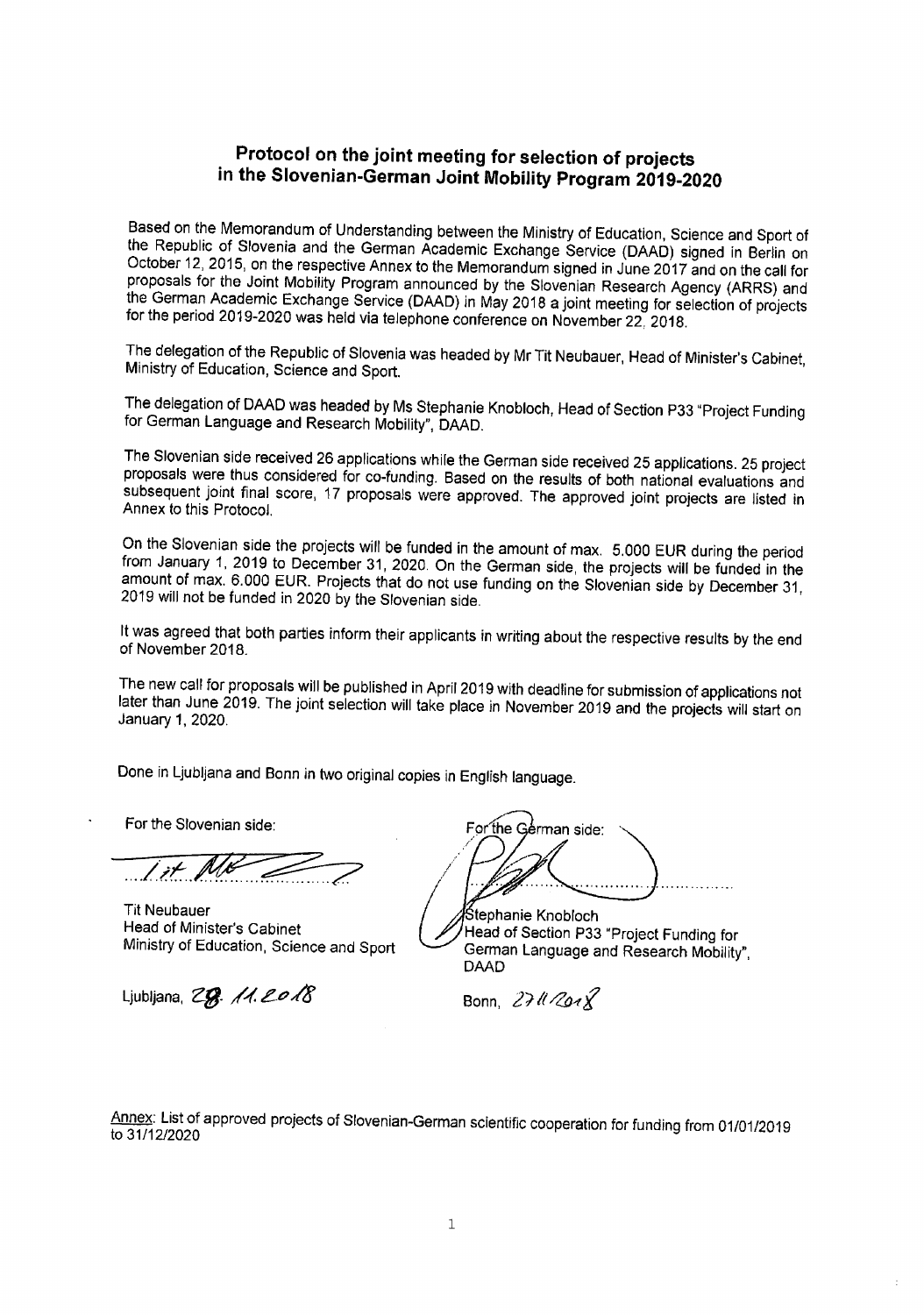# Protocol on the joint meeting for selection of projects in the Slovenian-German Joint Mobility Program 2019-2020

Based on the Memorandum of Understanding between the Ministry of Education, Science and Sport of the Republic of Slovenia and the German Academic Exchange Service (DAAD) signed in Berlin on October 12, 2015, on the respective Annex to the Memorandum signed in June 2017 and on the call for proposals for the Joint Mobility Program announced by the Slovenian Research Agency (ARRS) and the German Academic Exchange Service (DAAD) in May 2018 a joint meeting for selection of projects for the period 2019-2020 was held via telephone conference on November 22, 2018.

The delegation of the Republic of Slovenia was headed by Mr Tit Neubauer, Head of Minister's Cabinet, Ministry of Education, Science and Sport.

The delegation of DAAD was headed by Ms Stephanie Knobloch, Head of Section P33 "Project Funding for German Language and Research Mobility", DAAD.

The Slovenian side received 26 applications while the German side received 25 applications. 25 project proposals were thus considered for co-funding. Based on the results of both national evaluations and subsequent joint final score, 17 proposals were approved. The approved joint projects are listed in Annex to this Protocol.

On the Slovenian side the projects will be funded in the amount of max. 5.000 EUR during the period from January 1, 2019 to December 31, 2020. On the German side, the projects will be funded in the amount of max. 6.000 EUR. Projects that do not use funding on the Slovenian side by December 31, 2019 will not be funded in 2020 by the Slovenian side.

It was agreed that both parties inform their applicants in writing about the respective results by the end of November 2018.

The new call for proposals will be published in April 2019 with deadline for submission of applications not later than June 2019. The joint selection will take place in November 2019 and the projects will start on January 1, 2020.

Done in Ljubljana and Bonn in two original copies in English language.

| For the Slovenian side: | For the German side: |
|---|---|
| Tit Neubauer<br>Head of Minister's Cabinet<br>Ministry of Education, Science and Sport | Stephanie Knobloch<br>Head of Section P33 "Project Funding for German Language and Research Mobility", DAAD |
| Ljubljana, 28. 11. 2018 | Bonn, 27.11.2018 |

Annex: List of approved projects of Slovenian-German scientific cooperation for funding from 01/01/2019 to 31/12/2020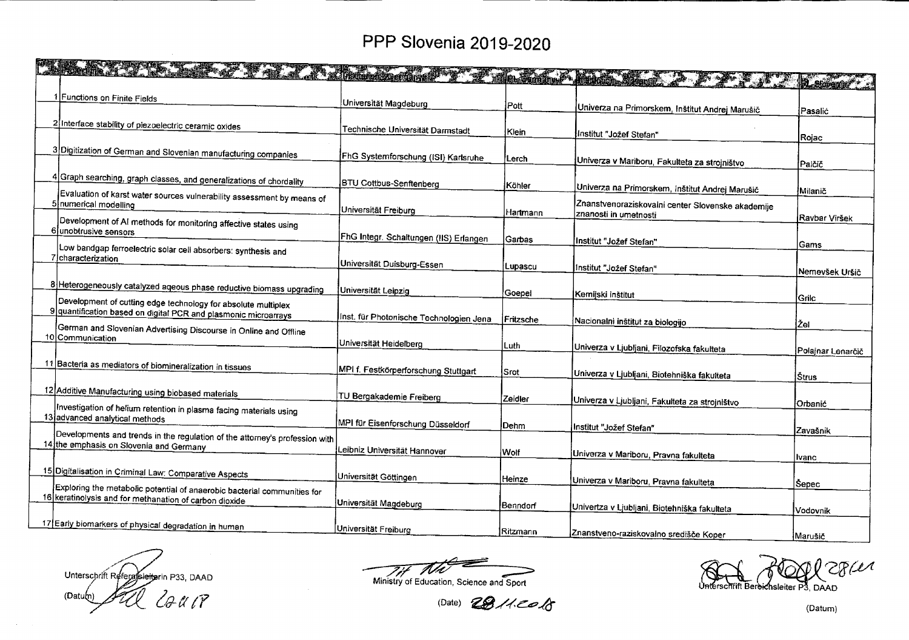# PPP Slovenia 2019-2020

| | | | | | |
|---|---|---|---|---|---|
| 1 | Functions on Finite Fields | Universität Magdeburg | Pott | Univerza na Primorskem, Inštitut Andrej Marušič | Pasalić |
| 2 | Interface stability of piezoelectric ceramic oxides | Technische Universität Darmstadt | Klein | Institut "Jožef Stefan" | Rojac |
| 3 | Digitization of German and Slovenian manufacturing companies | FhG Systemforschung (ISI) Karlsruhe | Lerch | Univerza v Mariboru, Fakulteta za strojništvo | Palčič |
| 4 | Graph searching, graph classes, and generalizations of chordality | BTU Cottbus-Senftenberg | Köhler | Univerza na Primorskem, Inštitut Andrej Marušič | Milanič |
| 5 | Evaluation of karst water sources vulnerability assessment by means of numerical modelling | Universität Freiburg | Hartmann | Znanstvenoraziskovalni center Slovenske akademije znanosti in umetnosti | Ravbar Viršek |
| 6 | Development of AI methods for monitoring affective states using unobtrusive sensors | FhG Integr. Schaltungen (IIS) Erlangen | Garbas | Institut "Jožef Stefan" | Gams |
| 7 | Low bandgap ferroelectric solar cell absorbers: synthesis and characterization | Universität Duisburg-Essen | Lupascu | Institut "Jožef Stefan" | Nemevšek Uršič |
| 8 | Heterogeneously catalyzed aqeous phase reductive biomass upgrading | Universität Leipzig | Goepel | Kemijski inštitut | Grilc |
| 9 | Development of cutting edge technology for absolute multiplex quantification based on digital PCR and plasmonic microarrays | Inst. für Photonische Technologien Jena | Fritzsche | Nacionalni inštitut za biologijo | Žel |
| 10 | German and Slovenian Advertising Discourse in Online and Offline Communication | Universität Heidelberg | Luth | Univerza v Ljubljani, Filozofska fakulteta | Polajnar Lenarčič |
| 11 | Bacteria as mediators of biomineralization in tissues | MPI f. Festkörperforschung Stuttgart | Srot | Univerza v Ljubljani, Biotehniška fakulteta | Štrus |
| 12 | Additive Manufacturing using biobased materials | TU Bergakademie Freiberg | Zeidler | Univerza v Ljubljani, Fakulteta za strojništvo | Orbanić |
| 13 | Investigation of helium retention in plasma facing materials using advanced analytical methods | MPI für Eisenforschung Düsseldorf | Dehm | Institut "Jožef Stefan" | Zavašnik |
| 14 | Developments and trends in the regulation of the attorney's profession with the emphasis on Slovenia and Germany | Leibniz Universität Hannover | Wolf | Univerza v Mariboru, Pravna fakulteta | Ivanc |
| 15 | Digitalisation in Criminal Law: Comparative Aspects | Universität Göttingen | Heinze | Univerza v Mariboru, Pravna fakulteta | Šepec |
| 16 | Exploring the metabolic potential of anaerobic bacterial communities for keratinolysis and for methanation of carbon dioxide | Universität Magdeburg | Benndorf | Univertza v Ljubljani, Biotehniška fakulteta | Vodovnik |
| 17 | Early biomarkers of physical degradation in human | Universität Freiburg | Ritzmann | Znanstveno-raziskovalno središče Koper | Marušič |

Unterschrift Referatsleiterin P33, DAAD
(Datum) 28.11.18

Ministry of Education, Science and Sport
(Date) 28.11.2018

Unterschrift Bereichsleiter P3, DAAD
(Datum) 28.11.